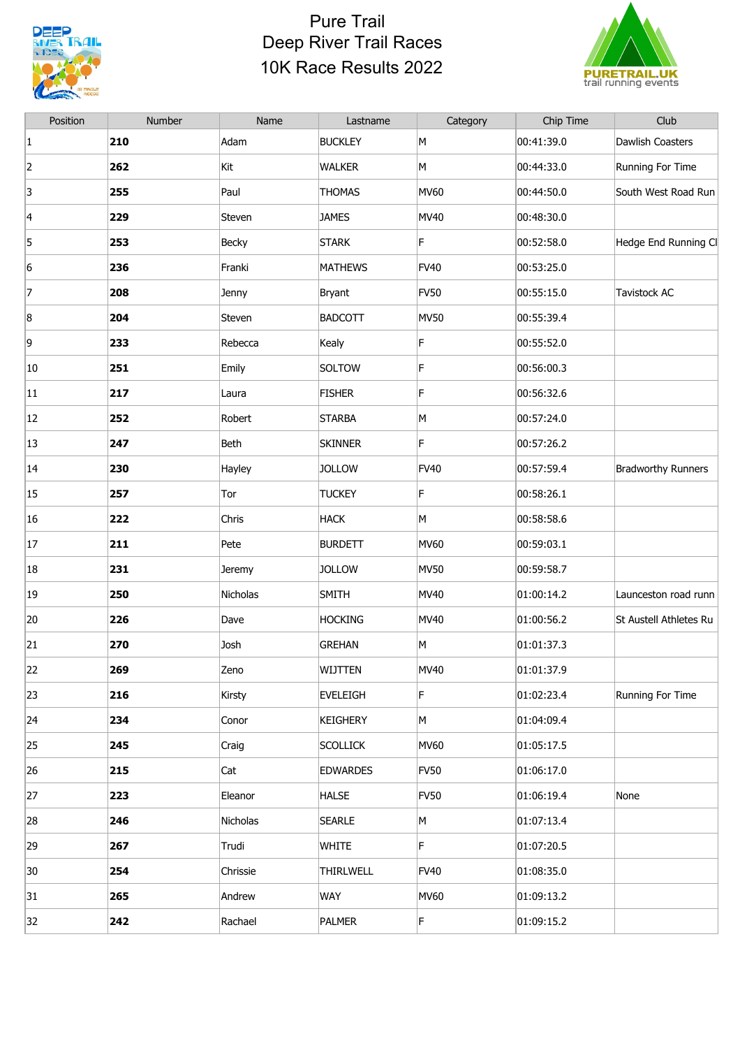# Pure Trail
# Deep River Trail Races
## 10K Race Results 2022

| Position | Number | Name | Lastname | Category | Chip Time | Club |
|---|---|---|---|---|---|---|
| 1 | **210** | Adam | BUCKLEY | M | 00:41:39.0 | Dawlish Coasters |
| 2 | **262** | Kit | WALKER | M | 00:44:33.0 | Running For Time |
| 3 | **255** | Paul | THOMAS | MV60 | 00:44:50.0 | South West Road Run |
| 4 | **229** | Steven | JAMES | MV40 | 00:48:30.0 | |
| 5 | **253** | Becky | STARK | F | 00:52:58.0 | Hedge End Running Cl |
| 6 | **236** | Franki | MATHEWS | FV40 | 00:53:25.0 | |
| 7 | **208** | Jenny | Bryant | FV50 | 00:55:15.0 | Tavistock AC |
| 8 | **204** | Steven | BADCOTT | MV50 | 00:55:39.4 | |
| 9 | **233** | Rebecca | Kealy | F | 00:55:52.0 | |
| 10 | **251** | Emily | SOLTOW | F | 00:56:00.3 | |
| 11 | **217** | Laura | FISHER | F | 00:56:32.6 | |
| 12 | **252** | Robert | STARBA | M | 00:57:24.0 | |
| 13 | **247** | Beth | SKINNER | F | 00:57:26.2 | |
| 14 | **230** | Hayley | JOLLOW | FV40 | 00:57:59.4 | Bradworthy Runners |
| 15 | **257** | Tor | TUCKEY | F | 00:58:26.1 | |
| 16 | **222** | Chris | HACK | M | 00:58:58.6 | |
| 17 | **211** | Pete | BURDETT | MV60 | 00:59:03.1 | |
| 18 | **231** | Jeremy | JOLLOW | MV50 | 00:59:58.7 | |
| 19 | **250** | Nicholas | SMITH | MV40 | 01:00:14.2 | Launceston road runn |
| 20 | **226** | Dave | HOCKING | MV40 | 01:00:56.2 | St Austell Athletes Ru |
| 21 | **270** | Josh | GREHAN | M | 01:01:37.3 | |
| 22 | **269** | Zeno | WIJTTEN | MV40 | 01:01:37.9 | |
| 23 | **216** | Kirsty | EVELEIGH | F | 01:02:23.4 | Running For Time |
| 24 | **234** | Conor | KEIGHERY | M | 01:04:09.4 | |
| 25 | **245** | Craig | SCOLLICK | MV60 | 01:05:17.5 | |
| 26 | **215** | Cat | EDWARDES | FV50 | 01:06:17.0 | |
| 27 | **223** | Eleanor | HALSE | FV50 | 01:06:19.4 | None |
| 28 | **246** | Nicholas | SEARLE | M | 01:07:13.4 | |
| 29 | **267** | Trudi | WHITE | F | 01:07:20.5 | |
| 30 | **254** | Chrissie | THIRLWELL | FV40 | 01:08:35.0 | |
| 31 | **265** | Andrew | WAY | MV60 | 01:09:13.2 | |
| 32 | **242** | Rachael | PALMER | F | 01:09:15.2 | |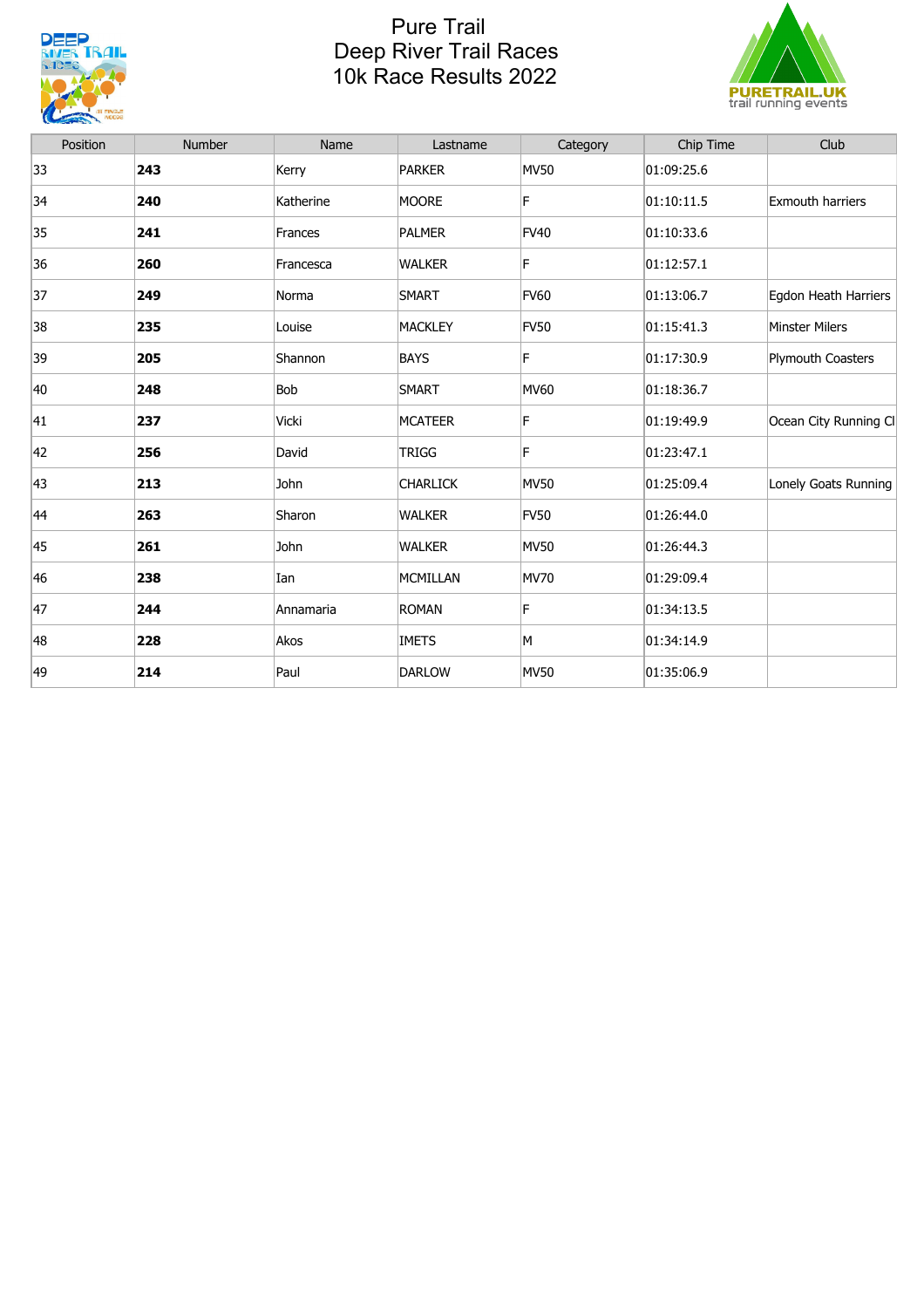Pure Trail
Deep River Trail Races
10k Race Results 2022

PURETRAIL.UK
trail running events

| Position | Number | Name | Lastname | Category | Chip Time | Club |
|---|---|---|---|---|---|---|
| 33 | **243** | Kerry | PARKER | MV50 | 01:09:25.6 | |
| 34 | **240** | Katherine | MOORE | F | 01:10:11.5 | Exmouth harriers |
| 35 | **241** | Frances | PALMER | FV40 | 01:10:33.6 | |
| 36 | **260** | Francesca | WALKER | F | 01:12:57.1 | |
| 37 | **249** | Norma | SMART | FV60 | 01:13:06.7 | Egdon Heath Harriers |
| 38 | **235** | Louise | MACKLEY | FV50 | 01:15:41.3 | Minster Milers |
| 39 | **205** | Shannon | BAYS | F | 01:17:30.9 | Plymouth Coasters |
| 40 | **248** | Bob | SMART | MV60 | 01:18:36.7 | |
| 41 | **237** | Vicki | MCATEER | F | 01:19:49.9 | Ocean City Running Cl |
| 42 | **256** | David | TRIGG | F | 01:23:47.1 | |
| 43 | **213** | John | CHARLICK | MV50 | 01:25:09.4 | Lonely Goats Running |
| 44 | **263** | Sharon | WALKER | FV50 | 01:26:44.0 | |
| 45 | **261** | John | WALKER | MV50 | 01:26:44.3 | |
| 46 | **238** | Ian | MCMILLAN | MV70 | 01:29:09.4 | |
| 47 | **244** | Annamaria | ROMAN | F | 01:34:13.5 | |
| 48 | **228** | Akos | IMETS | M | 01:34:14.9 | |
| 49 | **214** | Paul | DARLOW | MV50 | 01:35:06.9 | |